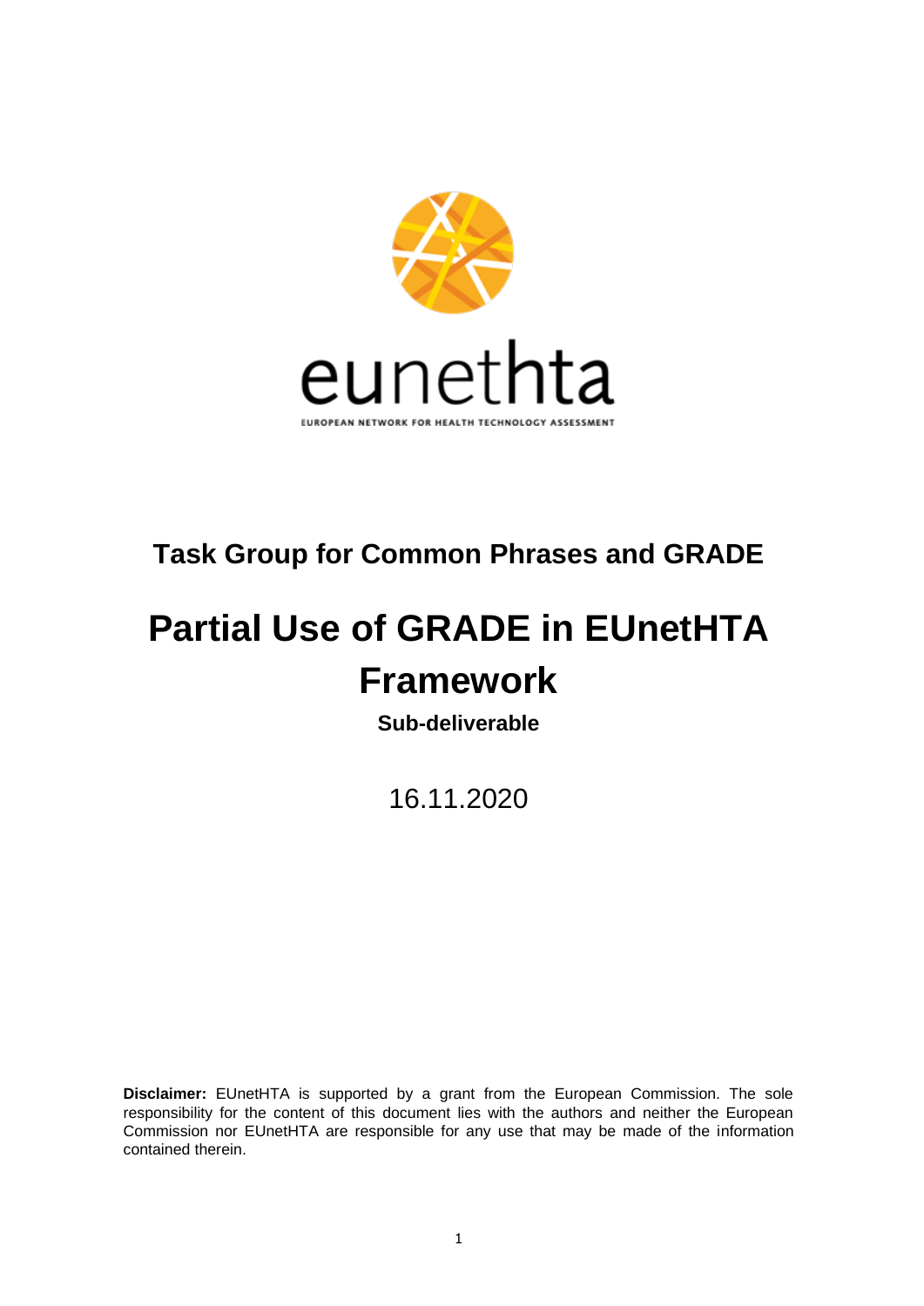eunethta

EUROPEAN NETWORK FOR HEALTH TECHNOLOGY ASSESSMENT

## Task Group for Common Phrases and GRADE

# Partial Use of GRADE in EUnetHTA Framework

**Sub-deliverable**

16.11.2020

**Disclaimer:** EUnetHTA is supported by a grant from the European Commission. The sole responsibility for the content of this document lies with the authors and neither the European Commission nor EUnetHTA are responsible for any use that may be made of the information contained therein.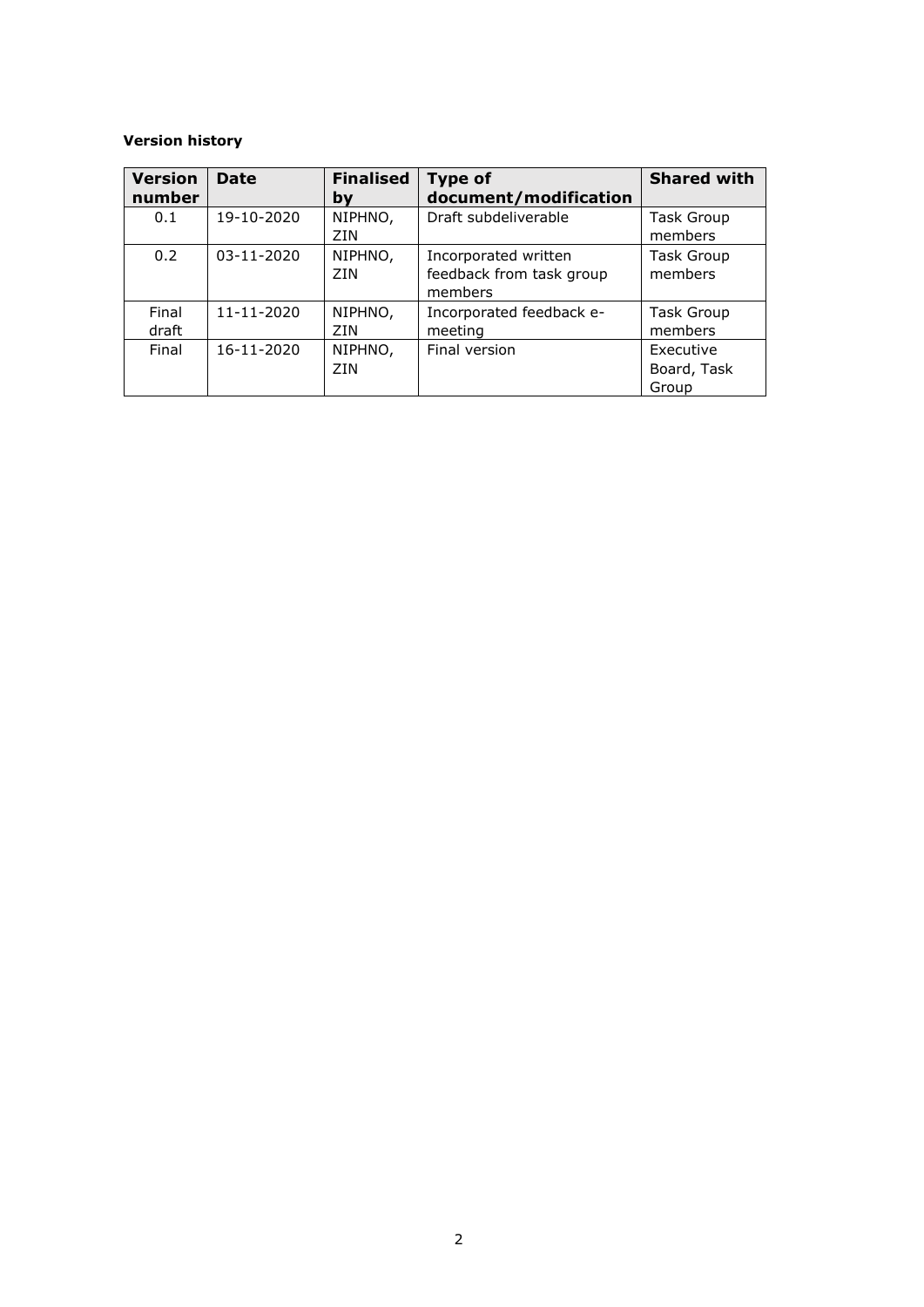**Version history**

| Version number | Date | Finalised by | Type of document/modification | Shared with |
|---|---|---|---|---|
| 0.1 | 19-10-2020 | NIPHNO, ZIN | Draft subdeliverable | Task Group members |
| 0.2 | 03-11-2020 | NIPHNO, ZIN | Incorporated written feedback from task group members | Task Group members |
| Final draft | 11-11-2020 | NIPHNO, ZIN | Incorporated feedback e-meeting | Task Group members |
| Final | 16-11-2020 | NIPHNO, ZIN | Final version | Executive Board, Task Group |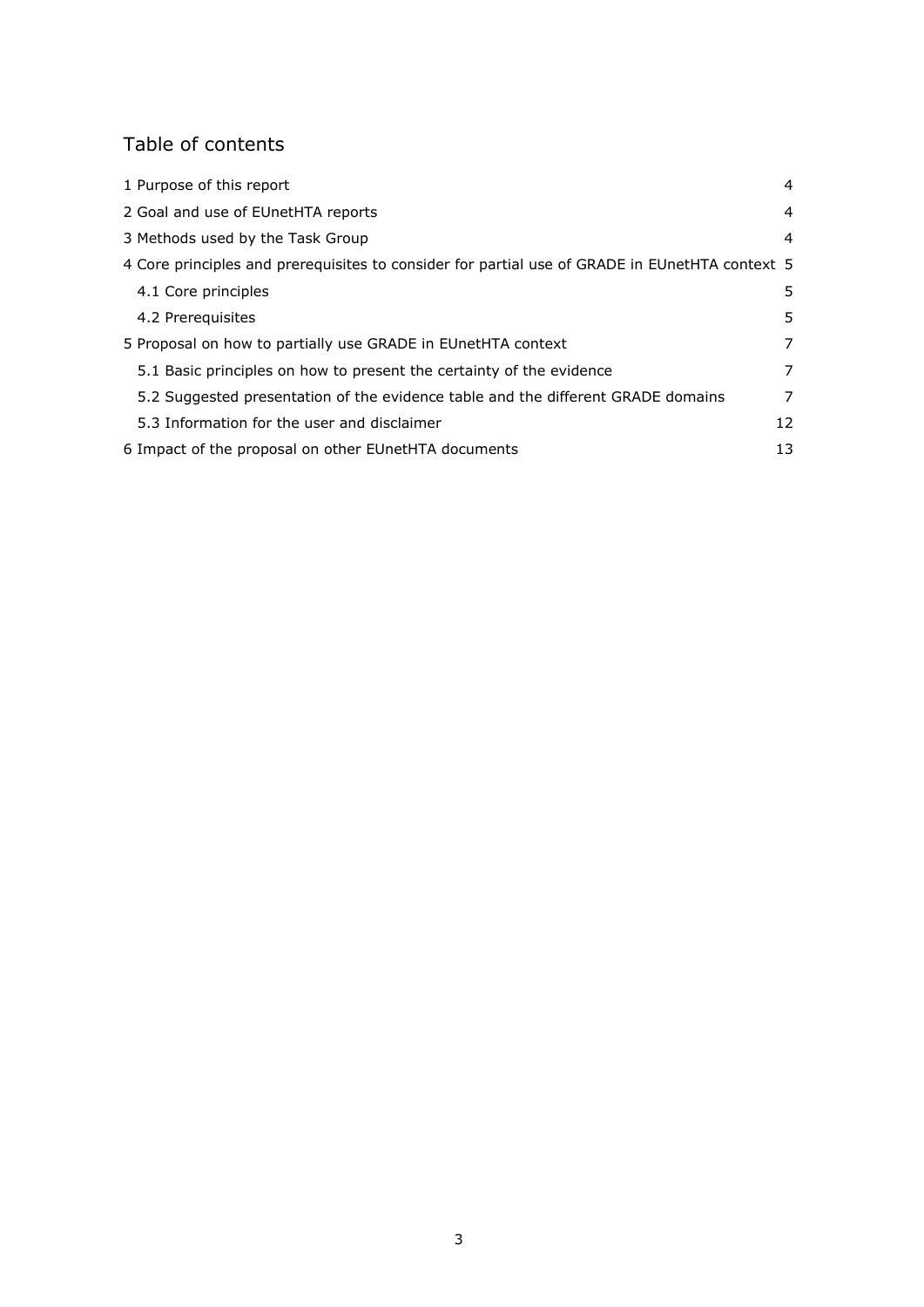## Table of contents

1 Purpose of this report 4

2 Goal and use of EUnetHTA reports 4

3 Methods used by the Task Group 4

4 Core principles and prerequisites to consider for partial use of GRADE in EUnetHTA context 5

- 4.1 Core principles 5
- 4.2 Prerequisites 5

5 Proposal on how to partially use GRADE in EUnetHTA context 7

- 5.1 Basic principles on how to present the certainty of the evidence 7
- 5.2 Suggested presentation of the evidence table and the different GRADE domains 7
- 5.3 Information for the user and disclaimer 12

6 Impact of the proposal on other EUnetHTA documents 13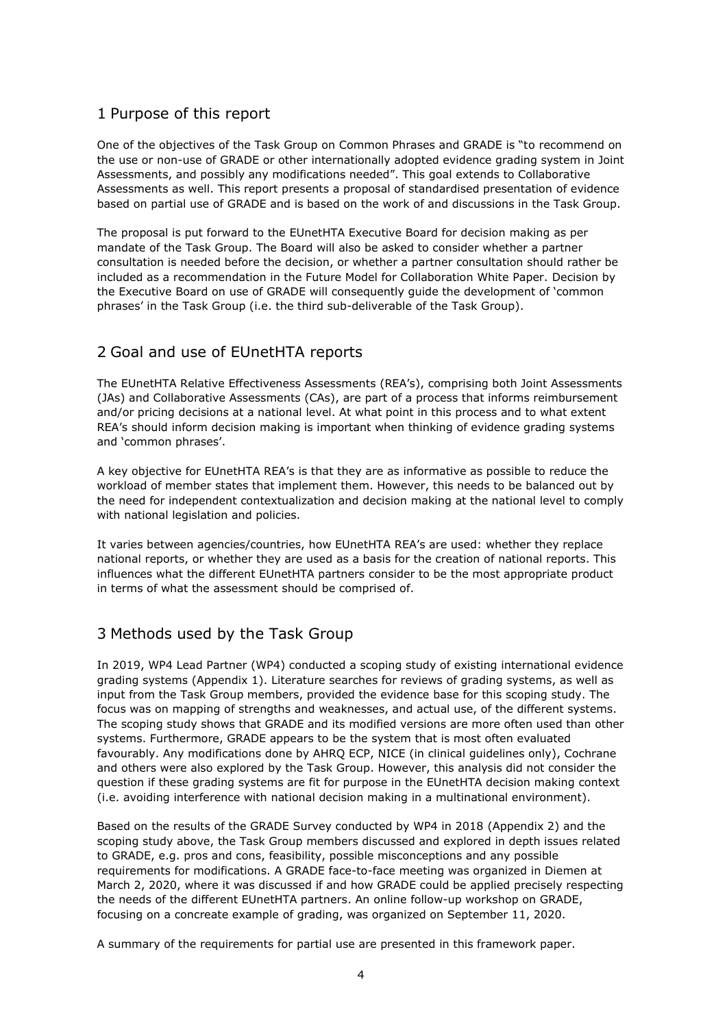## 1 Purpose of this report

One of the objectives of the Task Group on Common Phrases and GRADE is "to recommend on the use or non-use of GRADE or other internationally adopted evidence grading system in Joint Assessments, and possibly any modifications needed". This goal extends to Collaborative Assessments as well. This report presents a proposal of standardised presentation of evidence based on partial use of GRADE and is based on the work of and discussions in the Task Group.

The proposal is put forward to the EUnetHTA Executive Board for decision making as per mandate of the Task Group. The Board will also be asked to consider whether a partner consultation is needed before the decision, or whether a partner consultation should rather be included as a recommendation in the Future Model for Collaboration White Paper. Decision by the Executive Board on use of GRADE will consequently guide the development of 'common phrases' in the Task Group (i.e. the third sub-deliverable of the Task Group).

## 2 Goal and use of EUnetHTA reports

The EUnetHTA Relative Effectiveness Assessments (REA's), comprising both Joint Assessments (JAs) and Collaborative Assessments (CAs), are part of a process that informs reimbursement and/or pricing decisions at a national level. At what point in this process and to what extent REA's should inform decision making is important when thinking of evidence grading systems and 'common phrases'.

A key objective for EUnetHTA REA's is that they are as informative as possible to reduce the workload of member states that implement them. However, this needs to be balanced out by the need for independent contextualization and decision making at the national level to comply with national legislation and policies.

It varies between agencies/countries, how EUnetHTA REA's are used: whether they replace national reports, or whether they are used as a basis for the creation of national reports. This influences what the different EUnetHTA partners consider to be the most appropriate product in terms of what the assessment should be comprised of.

## 3 Methods used by the Task Group

In 2019, WP4 Lead Partner (WP4) conducted a scoping study of existing international evidence grading systems (Appendix 1). Literature searches for reviews of grading systems, as well as input from the Task Group members, provided the evidence base for this scoping study. The focus was on mapping of strengths and weaknesses, and actual use, of the different systems. The scoping study shows that GRADE and its modified versions are more often used than other systems. Furthermore, GRADE appears to be the system that is most often evaluated favourably. Any modifications done by AHRQ ECP, NICE (in clinical guidelines only), Cochrane and others were also explored by the Task Group. However, this analysis did not consider the question if these grading systems are fit for purpose in the EUnetHTA decision making context (i.e. avoiding interference with national decision making in a multinational environment).

Based on the results of the GRADE Survey conducted by WP4 in 2018 (Appendix 2) and the scoping study above, the Task Group members discussed and explored in depth issues related to GRADE, e.g. pros and cons, feasibility, possible misconceptions and any possible requirements for modifications. A GRADE face-to-face meeting was organized in Diemen at March 2, 2020, where it was discussed if and how GRADE could be applied precisely respecting the needs of the different EUnetHTA partners. An online follow-up workshop on GRADE, focusing on a concreate example of grading, was organized on September 11, 2020.

A summary of the requirements for partial use are presented in this framework paper.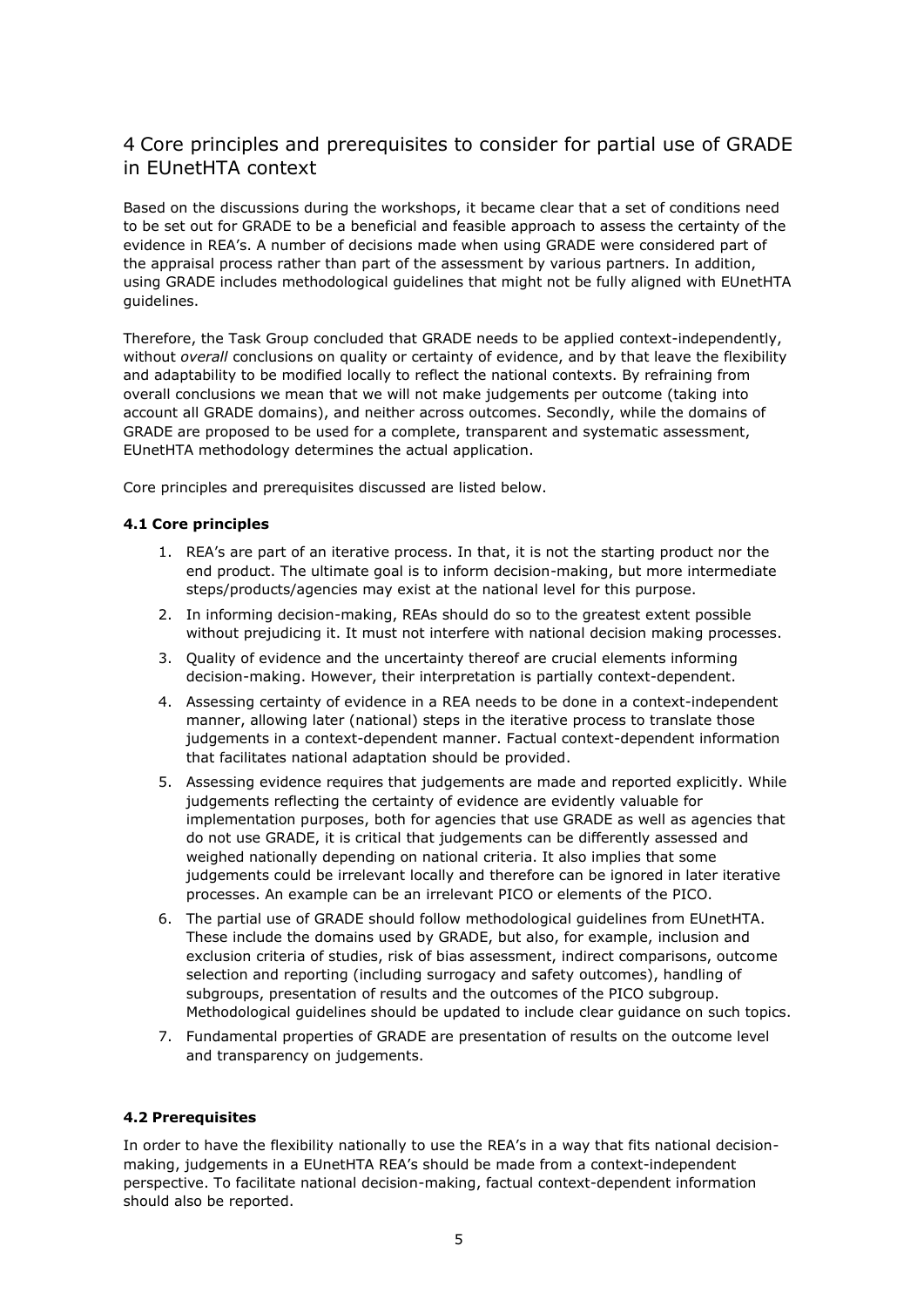# 4 Core principles and prerequisites to consider for partial use of GRADE in EUnetHTA context

Based on the discussions during the workshops, it became clear that a set of conditions need to be set out for GRADE to be a beneficial and feasible approach to assess the certainty of the evidence in REA's. A number of decisions made when using GRADE were considered part of the appraisal process rather than part of the assessment by various partners. In addition, using GRADE includes methodological guidelines that might not be fully aligned with EUnetHTA guidelines.

Therefore, the Task Group concluded that GRADE needs to be applied context-independently, without *overall* conclusions on quality or certainty of evidence, and by that leave the flexibility and adaptability to be modified locally to reflect the national contexts. By refraining from overall conclusions we mean that we will not make judgements per outcome (taking into account all GRADE domains), and neither across outcomes. Secondly, while the domains of GRADE are proposed to be used for a complete, transparent and systematic assessment, EUnetHTA methodology determines the actual application.

Core principles and prerequisites discussed are listed below.

### 4.1 Core principles

1. REA's are part of an iterative process. In that, it is not the starting product nor the end product. The ultimate goal is to inform decision-making, but more intermediate steps/products/agencies may exist at the national level for this purpose.
2. In informing decision-making, REAs should do so to the greatest extent possible without prejudicing it. It must not interfere with national decision making processes.
3. Quality of evidence and the uncertainty thereof are crucial elements informing decision-making. However, their interpretation is partially context-dependent.
4. Assessing certainty of evidence in a REA needs to be done in a context-independent manner, allowing later (national) steps in the iterative process to translate those judgements in a context-dependent manner. Factual context-dependent information that facilitates national adaptation should be provided.
5. Assessing evidence requires that judgements are made and reported explicitly. While judgements reflecting the certainty of evidence are evidently valuable for implementation purposes, both for agencies that use GRADE as well as agencies that do not use GRADE, it is critical that judgements can be differently assessed and weighed nationally depending on national criteria. It also implies that some judgements could be irrelevant locally and therefore can be ignored in later iterative processes. An example can be an irrelevant PICO or elements of the PICO.
6. The partial use of GRADE should follow methodological guidelines from EUnetHTA. These include the domains used by GRADE, but also, for example, inclusion and exclusion criteria of studies, risk of bias assessment, indirect comparisons, outcome selection and reporting (including surrogacy and safety outcomes), handling of subgroups, presentation of results and the outcomes of the PICO subgroup. Methodological guidelines should be updated to include clear guidance on such topics.
7. Fundamental properties of GRADE are presentation of results on the outcome level and transparency on judgements.

### 4.2 Prerequisites

In order to have the flexibility nationally to use the REA's in a way that fits national decision-making, judgements in a EUnetHTA REA's should be made from a context-independent perspective. To facilitate national decision-making, factual context-dependent information should also be reported.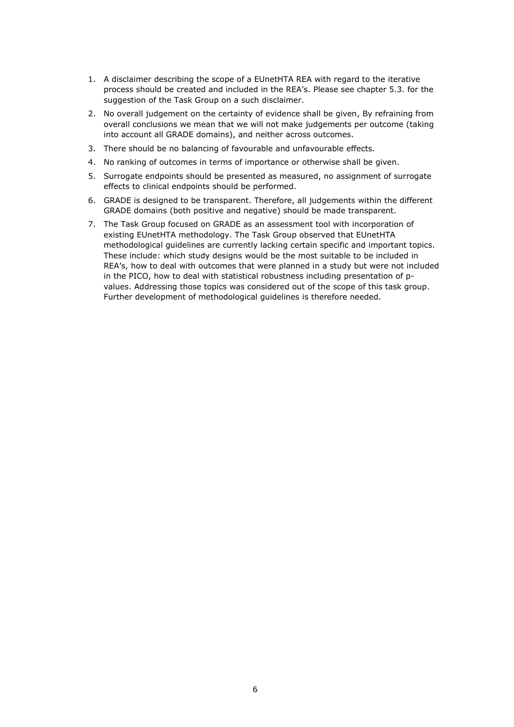1. A disclaimer describing the scope of a EUnetHTA REA with regard to the iterative process should be created and included in the REA's. Please see chapter 5.3. for the suggestion of the Task Group on a such disclaimer.
2. No overall judgement on the certainty of evidence shall be given, By refraining from overall conclusions we mean that we will not make judgements per outcome (taking into account all GRADE domains), and neither across outcomes.
3. There should be no balancing of favourable and unfavourable effects.
4. No ranking of outcomes in terms of importance or otherwise shall be given.
5. Surrogate endpoints should be presented as measured, no assignment of surrogate effects to clinical endpoints should be performed.
6. GRADE is designed to be transparent. Therefore, all judgements within the different GRADE domains (both positive and negative) should be made transparent.
7. The Task Group focused on GRADE as an assessment tool with incorporation of existing EUnetHTA methodology. The Task Group observed that EUnetHTA methodological guidelines are currently lacking certain specific and important topics. These include: which study designs would be the most suitable to be included in REA's, how to deal with outcomes that were planned in a study but were not included in the PICO, how to deal with statistical robustness including presentation of p-values. Addressing those topics was considered out of the scope of this task group. Further development of methodological guidelines is therefore needed.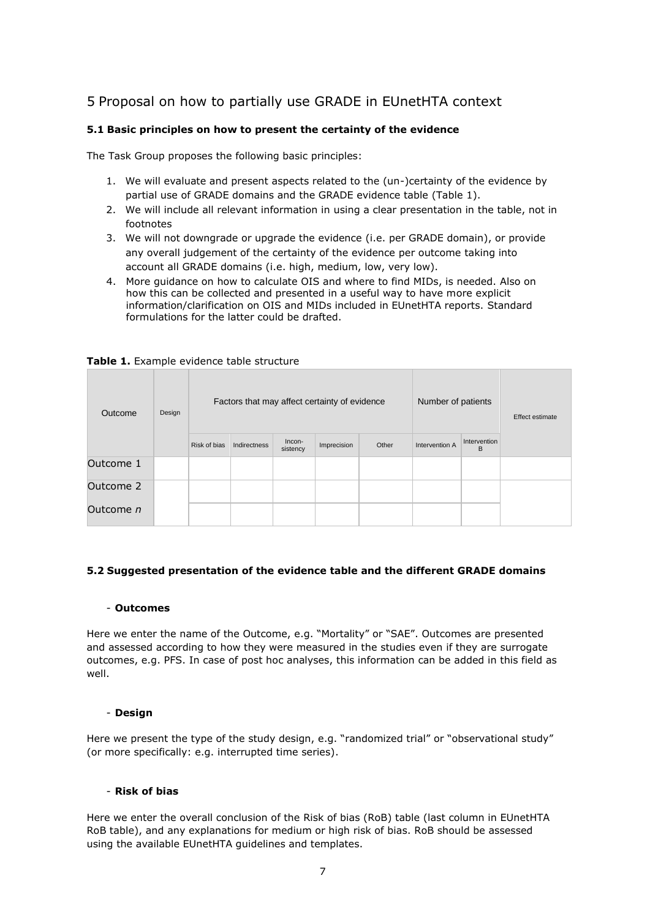# 5 Proposal on how to partially use GRADE in EUnetHTA context

### 5.1 Basic principles on how to present the certainty of the evidence

The Task Group proposes the following basic principles:

1. We will evaluate and present aspects related to the (un-)certainty of the evidence by partial use of GRADE domains and the GRADE evidence table (Table 1).
2. We will include all relevant information in using a clear presentation in the table, not in footnotes
3. We will not downgrade or upgrade the evidence (i.e. per GRADE domain), or provide any overall judgement of the certainty of the evidence per outcome taking into account all GRADE domains (i.e. high, medium, low, very low).
4. More guidance on how to calculate OIS and where to find MIDs, is needed. Also on how this can be collected and presented in a useful way to have more explicit information/clarification on OIS and MIDs included in EUnetHTA reports. Standard formulations for the latter could be drafted.

**Table 1.** Example evidence table structure

| Outcome | Design | Factors that may affect certainty of evidence | | | | | Number of patients | | Effect estimate |
|---|---|---|---|---|---|---|---|---|---|
| | | Risk of bias | Indirectness | Incon-sistency | Imprecision | Other | Intervention A | Intervention B | |
| Outcome 1 | | | | | | | | | |
| Outcome 2 | | | | | | | | | |
| Outcome *n* | | | | | | | | | |

### 5.2 Suggested presentation of the evidence table and the different GRADE domains

- **Outcomes**

Here we enter the name of the Outcome, e.g. "Mortality" or "SAE". Outcomes are presented and assessed according to how they were measured in the studies even if they are surrogate outcomes, e.g. PFS. In case of post hoc analyses, this information can be added in this field as well.

- **Design**

Here we present the type of the study design, e.g. "randomized trial" or "observational study" (or more specifically: e.g. interrupted time series).

- **Risk of bias**

Here we enter the overall conclusion of the Risk of bias (RoB) table (last column in EUnetHTA RoB table), and any explanations for medium or high risk of bias. RoB should be assessed using the available EUnetHTA guidelines and templates.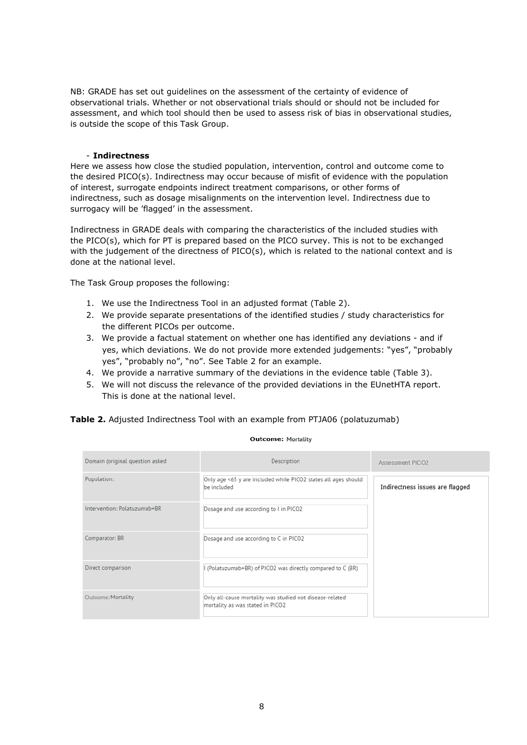NB: GRADE has set out guidelines on the assessment of the certainty of evidence of observational trials. Whether or not observational trials should or should not be included for assessment, and which tool should then be used to assess risk of bias in observational studies, is outside the scope of this Task Group.

- **Indirectness**

Here we assess how close the studied population, intervention, control and outcome come to the desired PICO(s). Indirectness may occur because of misfit of evidence with the population of interest, surrogate endpoints indirect treatment comparisons, or other forms of indirectness, such as dosage misalignments on the intervention level. Indirectness due to surrogacy will be 'flagged' in the assessment.

Indirectness in GRADE deals with comparing the characteristics of the included studies with the PICO(s), which for PT is prepared based on the PICO survey. This is not to be exchanged with the judgement of the directness of PICO(s), which is related to the national context and is done at the national level.

The Task Group proposes the following:

1. We use the Indirectness Tool in an adjusted format (Table 2).
2. We provide separate presentations of the identified studies / study characteristics for the different PICOs per outcome.
3. We provide a factual statement on whether one has identified any deviations - and if yes, which deviations. We do not provide more extended judgements: "yes", "probably yes", "probably no", "no". See Table 2 for an example.
4. We provide a narrative summary of the deviations in the evidence table (Table 3).
5. We will not discuss the relevance of the provided deviations in the EUnetHTA report. This is done at the national level.

**Table 2.** Adjusted Indirectness Tool with an example from PTJA06 (polatuzumab)

**Outcome:** Mortality

| Domain (original question asked | Description | Assessment PICO2 |
|---|---|---|
| Population: | Only age <65 y are included while PICO2 states all ages should be included | Indirectness issues are flagged |
| Intervention: Polatuzumab+BR | Dosage and use according to I in PICO2 | |
| Comparator: BR | Dosage and use according to C in PICO2 | |
| Direct comparison | I (Polatuzumab+BR) of PICO2 was directly compared to C (BR) | |
| Outcome: Mortality | Only all-cause mortality was studied not disease-related mortality as was stated in PICO2 | |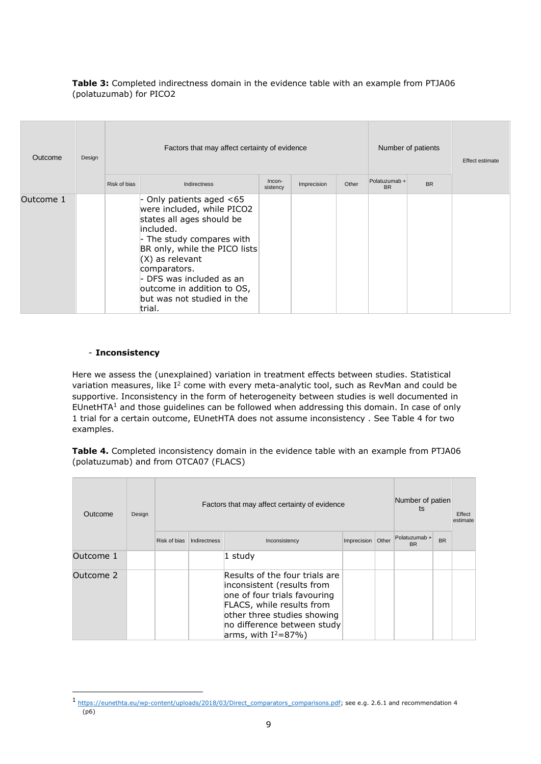**Table 3:** Completed indirectness domain in the evidence table with an example from PTJA06 (polatuzumab) for PICO2

| Outcome | Design | Factors that may affect certainty of evidence | | | | | Number of patients | | Effect estimate |
|---|---|---|---|---|---|---|---|---|---|
| | | Risk of bias | Indirectness | Incon-sistency | Imprecision | Other | Polatuzumab + BR | BR | |
| Outcome 1 | | | - Only patients aged <65 were included, while PICO2 states all ages should be included.<br>- The study compares with BR only, while the PICO lists (X) as relevant comparators.<br>- DFS was included as an outcome in addition to OS, but was not studied in the trial. | | | | | | |

- **Inconsistency**

Here we assess the (unexplained) variation in treatment effects between studies. Statistical variation measures, like $I^2$ come with every meta-analytic tool, such as RevMan and could be supportive. Inconsistency in the form of heterogeneity between studies is well documented in EUnetHTA[1] and those guidelines can be followed when addressing this domain. In case of only 1 trial for a certain outcome, EUnetHTA does not assume inconsistency . See Table 4 for two examples.

**Table 4.** Completed inconsistency domain in the evidence table with an example from PTJA06 (polatuzumab) and from OTCA07 (FLACS)

| Outcome | Design | Factors that may affect certainty of evidence | | | | | Number of patients | | Effect estimate |
|---|---|---|---|---|---|---|---|---|---|
| | | Risk of bias | Indirectness | Inconsistency | Imprecision | Other | Polatuzumab + BR | BR | |
| Outcome 1 | | | | 1 study | | | | | |
| Outcome 2 | | | | Results of the four trials are inconsistent (results from one of four trials favouring FLACS, while results from other three studies showing no difference between study arms, with $I^2$=87%) | | | | | |

[1] https://eunethta.eu/wp-content/uploads/2018/03/Direct_comparators_comparisons.pdf; see e.g. 2.6.1 and recommendation 4 (p6)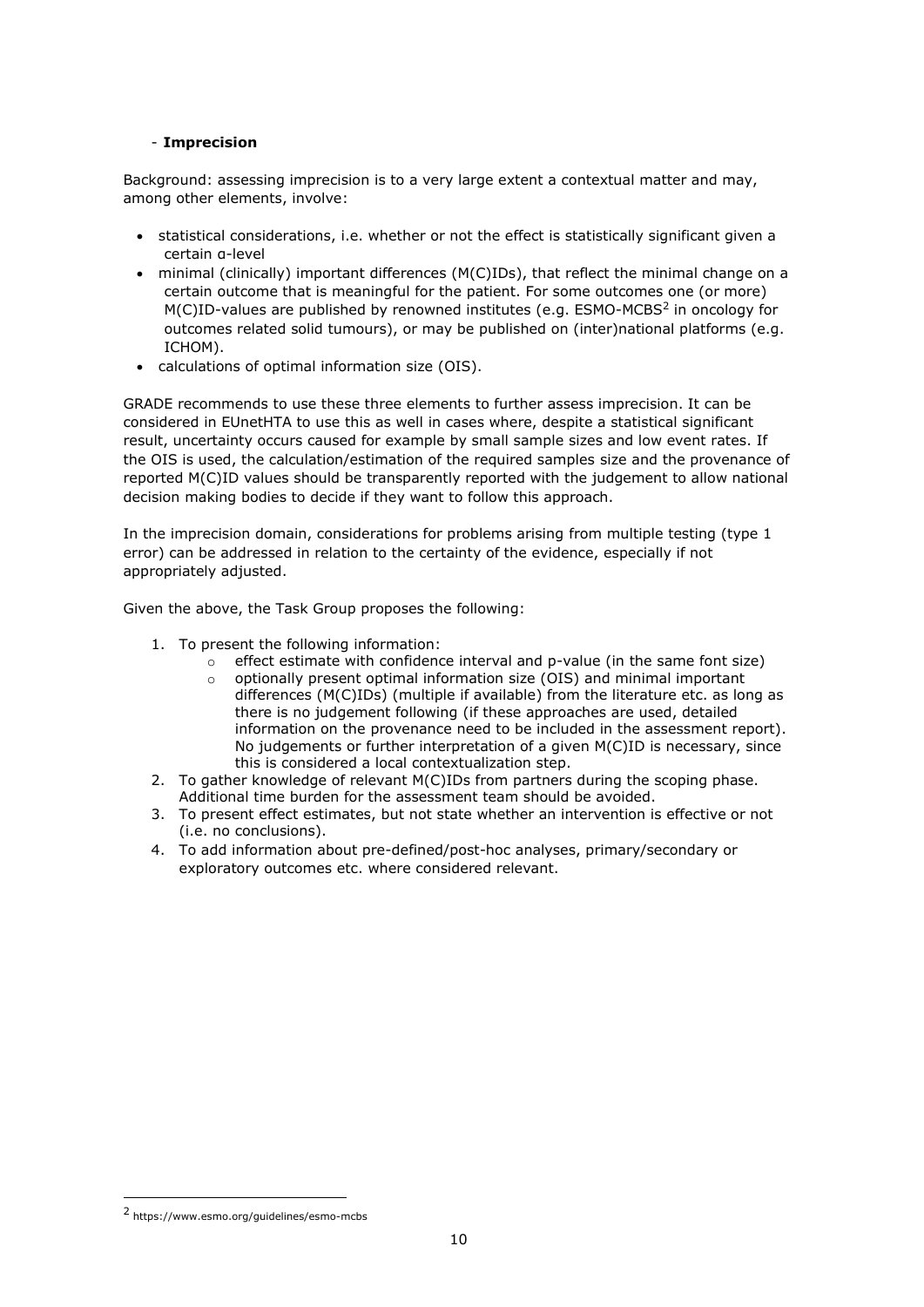- **Imprecision**

Background: assessing imprecision is to a very large extent a contextual matter and may, among other elements, involve:

- statistical considerations, i.e. whether or not the effect is statistically significant given a certain α-level
- minimal (clinically) important differences (M(C)IDs), that reflect the minimal change on a certain outcome that is meaningful for the patient. For some outcomes one (or more) M(C)ID-values are published by renowned institutes (e.g. ESMO-MCBS[2] in oncology for outcomes related solid tumours), or may be published on (inter)national platforms (e.g. ICHOM).
- calculations of optimal information size (OIS).

GRADE recommends to use these three elements to further assess imprecision. It can be considered in EUnetHTA to use this as well in cases where, despite a statistical significant result, uncertainty occurs caused for example by small sample sizes and low event rates. If the OIS is used, the calculation/estimation of the required samples size and the provenance of reported M(C)ID values should be transparently reported with the judgement to allow national decision making bodies to decide if they want to follow this approach.

In the imprecision domain, considerations for problems arising from multiple testing (type 1 error) can be addressed in relation to the certainty of the evidence, especially if not appropriately adjusted.

Given the above, the Task Group proposes the following:

1. To present the following information:
   - effect estimate with confidence interval and p-value (in the same font size)
   - optionally present optimal information size (OIS) and minimal important differences (M(C)IDs) (multiple if available) from the literature etc. as long as there is no judgement following (if these approaches are used, detailed information on the provenance need to be included in the assessment report). No judgements or further interpretation of a given M(C)ID is necessary, since this is considered a local contextualization step.
2. To gather knowledge of relevant M(C)IDs from partners during the scoping phase. Additional time burden for the assessment team should be avoided.
3. To present effect estimates, but not state whether an intervention is effective or not (i.e. no conclusions).
4. To add information about pre-defined/post-hoc analyses, primary/secondary or exploratory outcomes etc. where considered relevant.

[2] https://www.esmo.org/guidelines/esmo-mcbs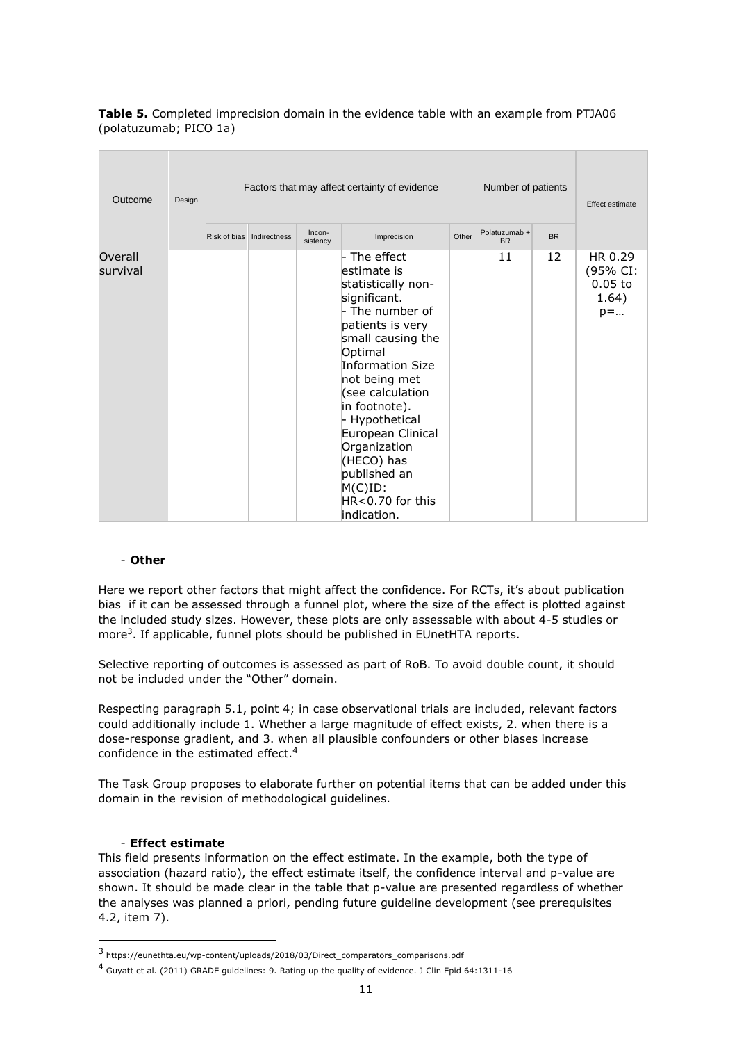**Table 5.** Completed imprecision domain in the evidence table with an example from PTJA06 (polatuzumab; PICO 1a)

| Outcome | Design | Factors that may affect certainty of evidence | | | | | Number of patients | | Effect estimate |
|---|---|---|---|---|---|---|---|---|---|
| | | Risk of bias | Indirectness | Incon-sistency | Imprecision | Other | Polatuzumab + BR | BR | |
| Overall survival | | | | | - The effect estimate is statistically non-significant.<br>- The number of patients is very small causing the Optimal Information Size not being met (see calculation in footnote).<br>- Hypothetical European Clinical Organization (HECO) has published an M(C)ID: HR<0.70 for this indication. | | 11 | 12 | HR 0.29 (95% CI: 0.05 to 1.64) p=… |

- **Other**

Here we report other factors that might affect the confidence. For RCTs, it's about publication bias if it can be assessed through a funnel plot, where the size of the effect is plotted against the included study sizes. However, these plots are only assessable with about 4-5 studies or more[3]. If applicable, funnel plots should be published in EUnetHTA reports.

Selective reporting of outcomes is assessed as part of RoB. To avoid double count, it should not be included under the "Other" domain.

Respecting paragraph 5.1, point 4; in case observational trials are included, relevant factors could additionally include 1. Whether a large magnitude of effect exists, 2. when there is a dose-response gradient, and 3. when all plausible confounders or other biases increase confidence in the estimated effect.[4]

The Task Group proposes to elaborate further on potential items that can be added under this domain in the revision of methodological guidelines.

- **Effect estimate**

This field presents information on the effect estimate. In the example, both the type of association (hazard ratio), the effect estimate itself, the confidence interval and p-value are shown. It should be made clear in the table that p-value are presented regardless of whether the analyses was planned a priori, pending future guideline development (see prerequisites 4.2, item 7).

[3] https://eunethta.eu/wp-content/uploads/2018/03/Direct_comparators_comparisons.pdf

[4] Guyatt et al. (2011) GRADE guidelines: 9. Rating up the quality of evidence. J Clin Epid 64:1311-16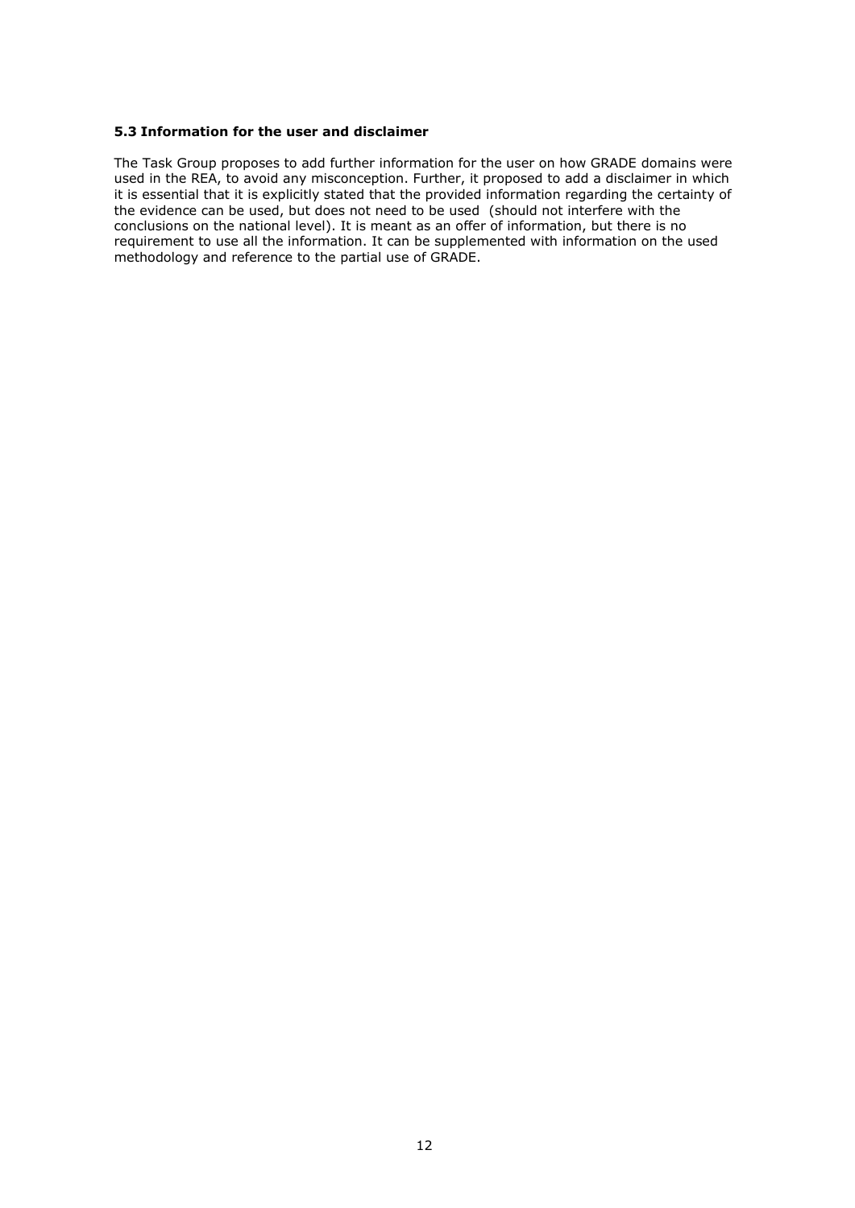### 5.3 Information for the user and disclaimer

The Task Group proposes to add further information for the user on how GRADE domains were used in the REA, to avoid any misconception. Further, it proposed to add a disclaimer in which it is essential that it is explicitly stated that the provided information regarding the certainty of the evidence can be used, but does not need to be used (should not interfere with the conclusions on the national level). It is meant as an offer of information, but there is no requirement to use all the information. It can be supplemented with information on the used methodology and reference to the partial use of GRADE.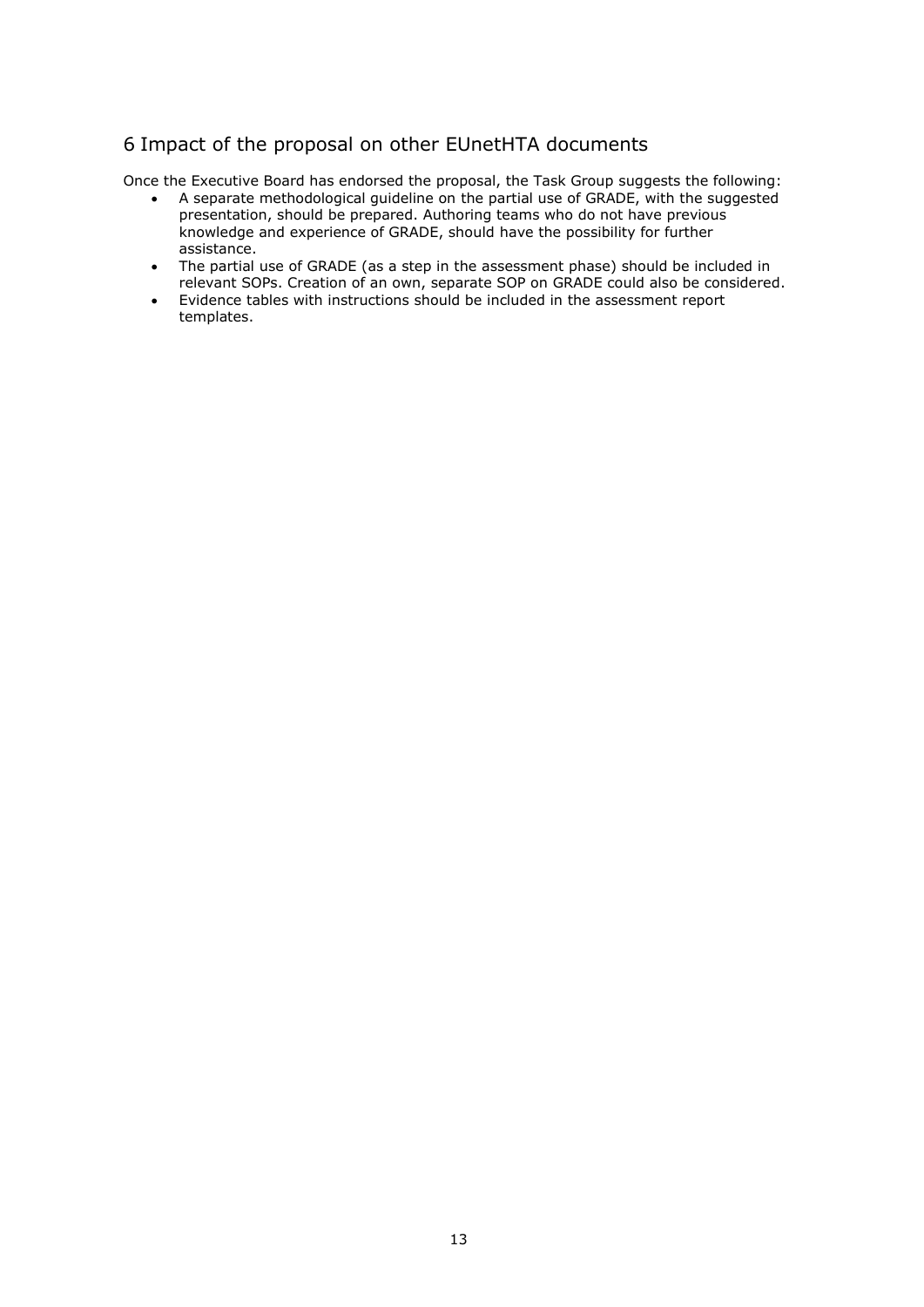## 6 Impact of the proposal on other EUnetHTA documents

Once the Executive Board has endorsed the proposal, the Task Group suggests the following:

- A separate methodological guideline on the partial use of GRADE, with the suggested presentation, should be prepared. Authoring teams who do not have previous knowledge and experience of GRADE, should have the possibility for further assistance.
- The partial use of GRADE (as a step in the assessment phase) should be included in relevant SOPs. Creation of an own, separate SOP on GRADE could also be considered.
- Evidence tables with instructions should be included in the assessment report templates.